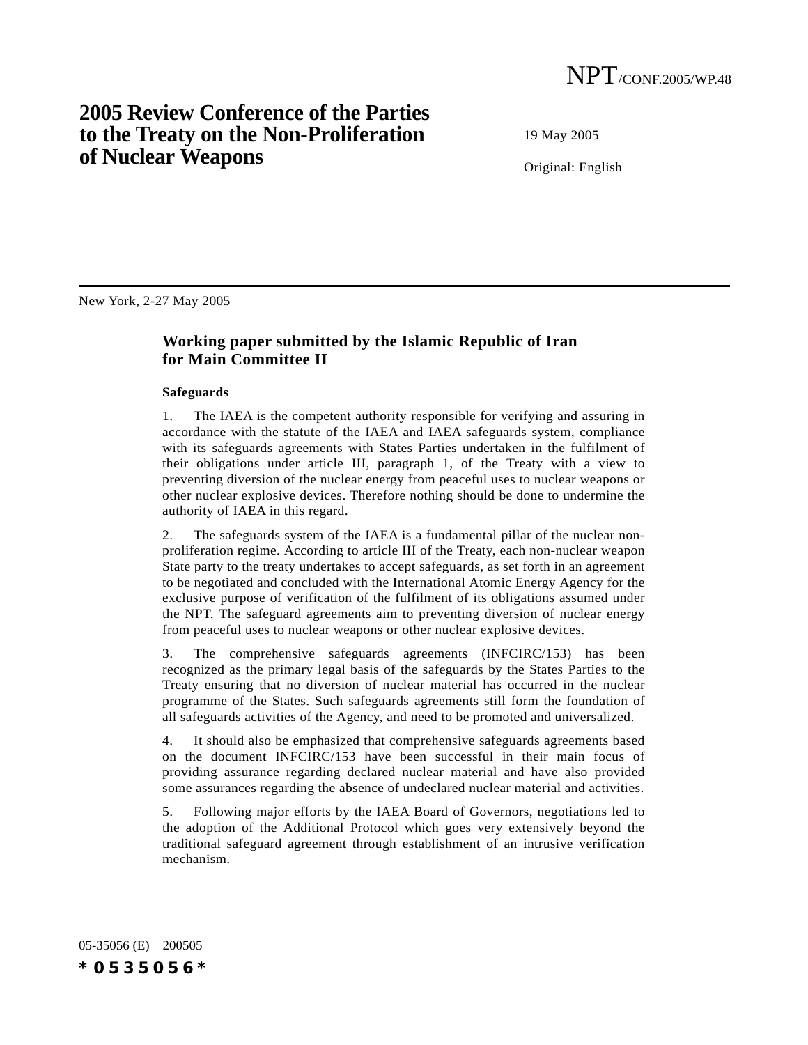NPT/CONF.2005/WP.48

# 2005 Review Conference of the Parties to the Treaty on the Non-Proliferation of Nuclear Weapons

19 May 2005

Original: English

New York, 2-27 May 2005

## Working paper submitted by the Islamic Republic of Iran for Main Committee II

### Safeguards

1. The IAEA is the competent authority responsible for verifying and assuring in accordance with the statute of the IAEA and IAEA safeguards system, compliance with its safeguards agreements with States Parties undertaken in the fulfilment of their obligations under article III, paragraph 1, of the Treaty with a view to preventing diversion of the nuclear energy from peaceful uses to nuclear weapons or other nuclear explosive devices. Therefore nothing should be done to undermine the authority of IAEA in this regard.

2. The safeguards system of the IAEA is a fundamental pillar of the nuclear non-proliferation regime. According to article III of the Treaty, each non-nuclear weapon State party to the treaty undertakes to accept safeguards, as set forth in an agreement to be negotiated and concluded with the International Atomic Energy Agency for the exclusive purpose of verification of the fulfilment of its obligations assumed under the NPT. The safeguard agreements aim to preventing diversion of nuclear energy from peaceful uses to nuclear weapons or other nuclear explosive devices.

3. The comprehensive safeguards agreements (INFCIRC/153) has been recognized as the primary legal basis of the safeguards by the States Parties to the Treaty ensuring that no diversion of nuclear material has occurred in the nuclear programme of the States. Such safeguards agreements still form the foundation of all safeguards activities of the Agency, and need to be promoted and universalized.

4. It should also be emphasized that comprehensive safeguards agreements based on the document INFCIRC/153 have been successful in their main focus of providing assurance regarding declared nuclear material and have also provided some assurances regarding the absence of undeclared nuclear material and activities.

5. Following major efforts by the IAEA Board of Governors, negotiations led to the adoption of the Additional Protocol which goes very extensively beyond the traditional safeguard agreement through establishment of an intrusive verification mechanism.

05-35056 (E) 200505

*0535056*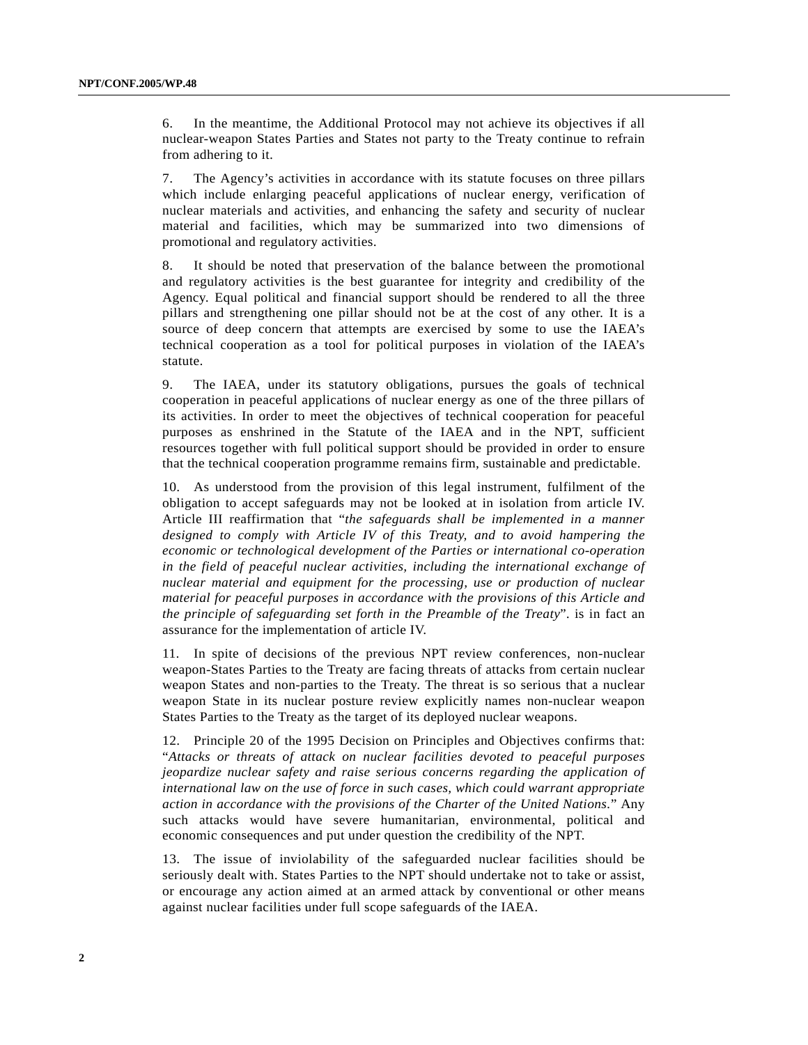6. In the meantime, the Additional Protocol may not achieve its objectives if all nuclear-weapon States Parties and States not party to the Treaty continue to refrain from adhering to it.

7. The Agency's activities in accordance with its statute focuses on three pillars which include enlarging peaceful applications of nuclear energy, verification of nuclear materials and activities, and enhancing the safety and security of nuclear material and facilities, which may be summarized into two dimensions of promotional and regulatory activities.

8. It should be noted that preservation of the balance between the promotional and regulatory activities is the best guarantee for integrity and credibility of the Agency. Equal political and financial support should be rendered to all the three pillars and strengthening one pillar should not be at the cost of any other. It is a source of deep concern that attempts are exercised by some to use the IAEA's technical cooperation as a tool for political purposes in violation of the IAEA's statute.

9. The IAEA, under its statutory obligations, pursues the goals of technical cooperation in peaceful applications of nuclear energy as one of the three pillars of its activities. In order to meet the objectives of technical cooperation for peaceful purposes as enshrined in the Statute of the IAEA and in the NPT, sufficient resources together with full political support should be provided in order to ensure that the technical cooperation programme remains firm, sustainable and predictable.

10. As understood from the provision of this legal instrument, fulfilment of the obligation to accept safeguards may not be looked at in isolation from article IV. Article III reaffirmation that "*the safeguards shall be implemented in a manner designed to comply with Article IV of this Treaty, and to avoid hampering the economic or technological development of the Parties or international co-operation in the field of peaceful nuclear activities, including the international exchange of nuclear material and equipment for the processing, use or production of nuclear material for peaceful purposes in accordance with the provisions of this Article and the principle of safeguarding set forth in the Preamble of the Treaty*". is in fact an assurance for the implementation of article IV.

11. In spite of decisions of the previous NPT review conferences, non-nuclear weapon-States Parties to the Treaty are facing threats of attacks from certain nuclear weapon States and non-parties to the Treaty. The threat is so serious that a nuclear weapon State in its nuclear posture review explicitly names non-nuclear weapon States Parties to the Treaty as the target of its deployed nuclear weapons.

12. Principle 20 of the 1995 Decision on Principles and Objectives confirms that: "*Attacks or threats of attack on nuclear facilities devoted to peaceful purposes jeopardize nuclear safety and raise serious concerns regarding the application of international law on the use of force in such cases, which could warrant appropriate action in accordance with the provisions of the Charter of the United Nations.*" Any such attacks would have severe humanitarian, environmental, political and economic consequences and put under question the credibility of the NPT.

13. The issue of inviolability of the safeguarded nuclear facilities should be seriously dealt with. States Parties to the NPT should undertake not to take or assist, or encourage any action aimed at an armed attack by conventional or other means against nuclear facilities under full scope safeguards of the IAEA.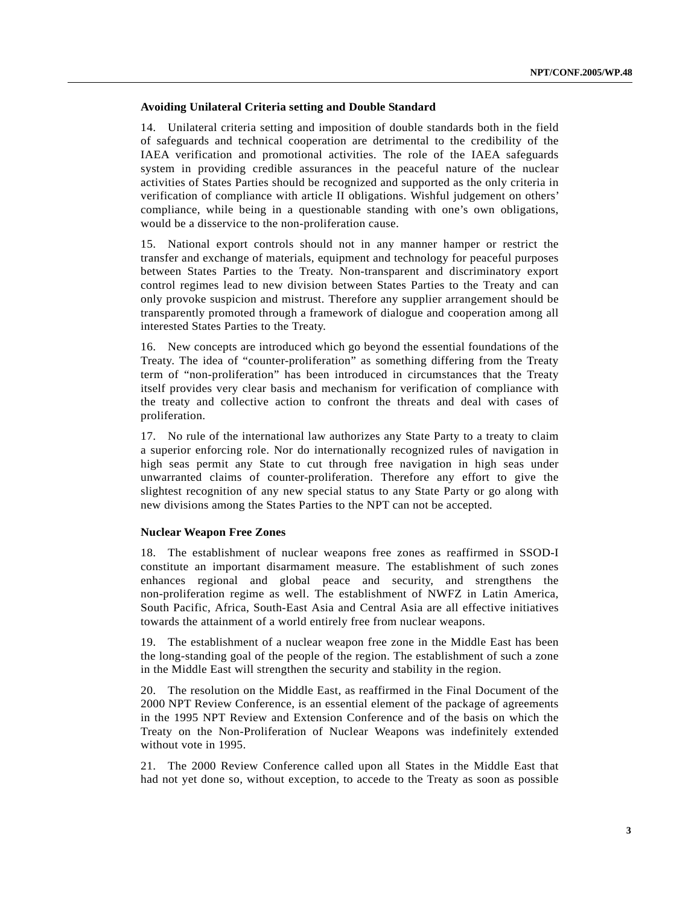**Avoiding Unilateral Criteria setting and Double Standard**

14. Unilateral criteria setting and imposition of double standards both in the field of safeguards and technical cooperation are detrimental to the credibility of the IAEA verification and promotional activities. The role of the IAEA safeguards system in providing credible assurances in the peaceful nature of the nuclear activities of States Parties should be recognized and supported as the only criteria in verification of compliance with article II obligations. Wishful judgement on others' compliance, while being in a questionable standing with one's own obligations, would be a disservice to the non-proliferation cause.

15. National export controls should not in any manner hamper or restrict the transfer and exchange of materials, equipment and technology for peaceful purposes between States Parties to the Treaty. Non-transparent and discriminatory export control regimes lead to new division between States Parties to the Treaty and can only provoke suspicion and mistrust. Therefore any supplier arrangement should be transparently promoted through a framework of dialogue and cooperation among all interested States Parties to the Treaty.

16. New concepts are introduced which go beyond the essential foundations of the Treaty. The idea of "counter-proliferation" as something differing from the Treaty term of "non-proliferation" has been introduced in circumstances that the Treaty itself provides very clear basis and mechanism for verification of compliance with the treaty and collective action to confront the threats and deal with cases of proliferation.

17. No rule of the international law authorizes any State Party to a treaty to claim a superior enforcing role. Nor do internationally recognized rules of navigation in high seas permit any State to cut through free navigation in high seas under unwarranted claims of counter-proliferation. Therefore any effort to give the slightest recognition of any new special status to any State Party or go along with new divisions among the States Parties to the NPT can not be accepted.

**Nuclear Weapon Free Zones**

18. The establishment of nuclear weapons free zones as reaffirmed in SSOD-I constitute an important disarmament measure. The establishment of such zones enhances regional and global peace and security, and strengthens the non-proliferation regime as well. The establishment of NWFZ in Latin America, South Pacific, Africa, South-East Asia and Central Asia are all effective initiatives towards the attainment of a world entirely free from nuclear weapons.

19. The establishment of a nuclear weapon free zone in the Middle East has been the long-standing goal of the people of the region. The establishment of such a zone in the Middle East will strengthen the security and stability in the region.

20. The resolution on the Middle East, as reaffirmed in the Final Document of the 2000 NPT Review Conference, is an essential element of the package of agreements in the 1995 NPT Review and Extension Conference and of the basis on which the Treaty on the Non-Proliferation of Nuclear Weapons was indefinitely extended without vote in 1995.

21. The 2000 Review Conference called upon all States in the Middle East that had not yet done so, without exception, to accede to the Treaty as soon as possible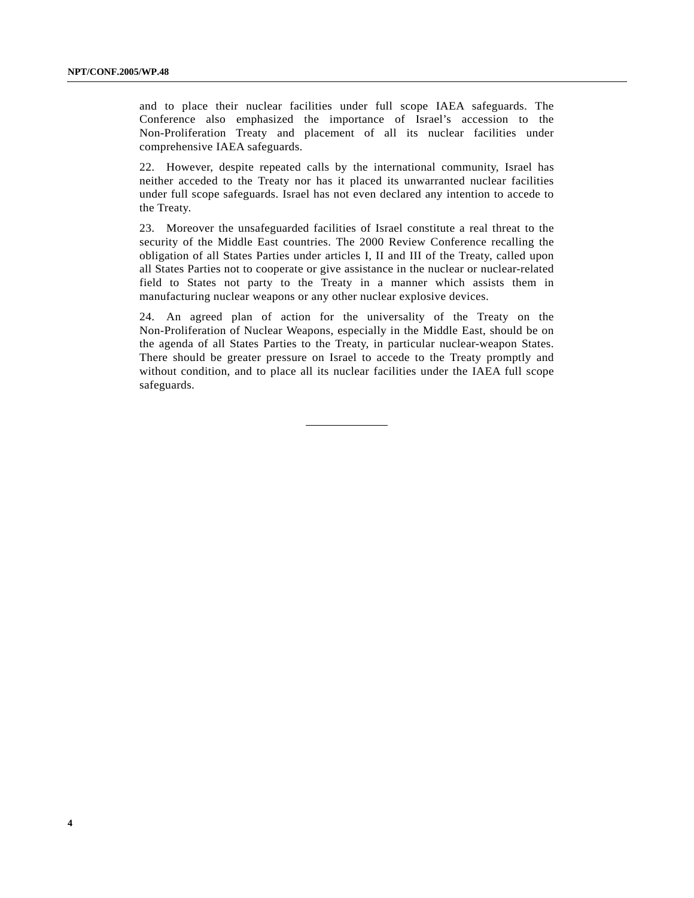and to place their nuclear facilities under full scope IAEA safeguards. The Conference also emphasized the importance of Israel's accession to the Non-Proliferation Treaty and placement of all its nuclear facilities under comprehensive IAEA safeguards.

22. However, despite repeated calls by the international community, Israel has neither acceded to the Treaty nor has it placed its unwarranted nuclear facilities under full scope safeguards. Israel has not even declared any intention to accede to the Treaty.

23. Moreover the unsafeguarded facilities of Israel constitute a real threat to the security of the Middle East countries. The 2000 Review Conference recalling the obligation of all States Parties under articles I, II and III of the Treaty, called upon all States Parties not to cooperate or give assistance in the nuclear or nuclear-related field to States not party to the Treaty in a manner which assists them in manufacturing nuclear weapons or any other nuclear explosive devices.

24. An agreed plan of action for the universality of the Treaty on the Non-Proliferation of Nuclear Weapons, especially in the Middle East, should be on the agenda of all States Parties to the Treaty, in particular nuclear-weapon States. There should be greater pressure on Israel to accede to the Treaty promptly and without condition, and to place all its nuclear facilities under the IAEA full scope safeguards.